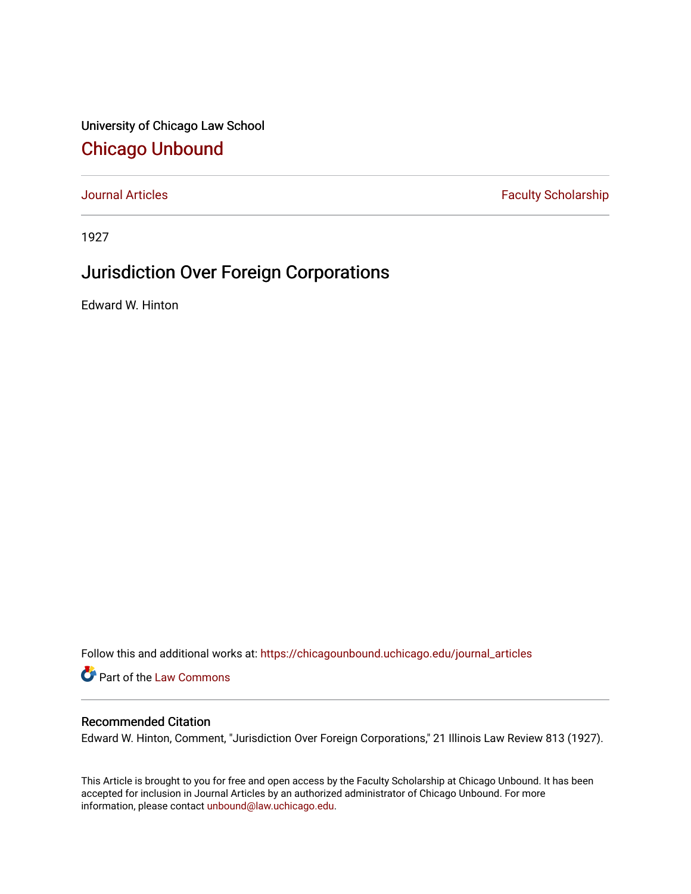University of Chicago Law School

# Chicago Unbound

Journal Articles | Faculty Scholarship

1927

## Jurisdiction Over Foreign Corporations

Edward W. Hinton

Follow this and additional works at: https://chicagounbound.uchicago.edu/journal_articles

Part of the Law Commons

### Recommended Citation

Edward W. Hinton, Comment, "Jurisdiction Over Foreign Corporations," 21 Illinois Law Review 813 (1927).

This Article is brought to you for free and open access by the Faculty Scholarship at Chicago Unbound. It has been accepted for inclusion in Journal Articles by an authorized administrator of Chicago Unbound. For more information, please contact unbound@law.uchicago.edu.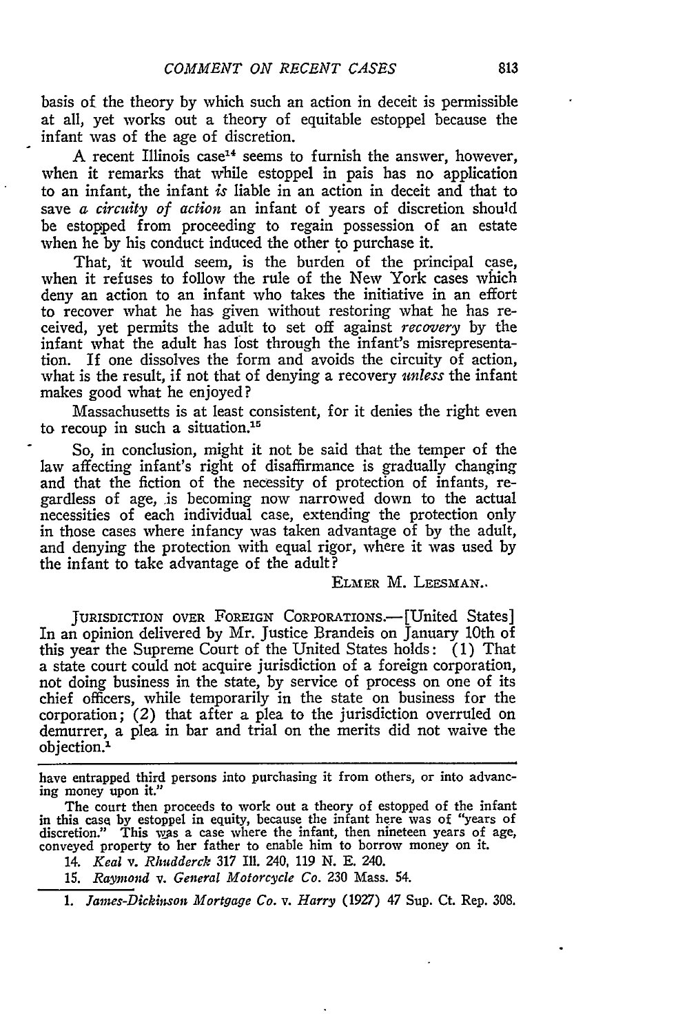basis of the theory by which such an action in deceit is permissible at all, yet works out a theory of equitable estoppel because the infant was of the age of discretion.

A recent Illinois case[14] seems to furnish the answer, however, when it remarks that while estoppel in pais has no application to an infant, the infant *is* liable in an action in deceit and that to save *a circuity of action* an infant of years of discretion should be estopped from proceeding to regain possession of an estate when he by his conduct induced the other to purchase it.

That, it would seem, is the burden of the principal case, when it refuses to follow the rule of the New York cases which deny an action to an infant who takes the initiative in an effort to recover what he has given without restoring what he has received, yet permits the adult to set off against *recovery* by the infant what the adult has lost through the infant's misrepresentation. If one dissolves the form and avoids the circuity of action, what is the result, if not that of denying a recovery *unless* the infant makes good what he enjoyed?

Massachusetts is at least consistent, for it denies the right even to recoup in such a situation.[15]

So, in conclusion, might it not be said that the temper of the law affecting infant's right of disaffirmance is gradually changing and that the fiction of the necessity of protection of infants, regardless of age, is becoming now narrowed down to the actual necessities of each individual case, extending the protection only in those cases where infancy was taken advantage of by the adult, and denying the protection with equal rigor, where it was used by the infant to take advantage of the adult?

ELMER M. LEESMAN.

JURISDICTION OVER FOREIGN CORPORATIONS.—[United States] In an opinion delivered by Mr. Justice Brandeis on January 10th of this year the Supreme Court of the United States holds: (1) That a state court could not acquire jurisdiction of a foreign corporation, not doing business in the state, by service of process on one of its chief officers, while temporarily in the state on business for the corporation; (2) that after a plea to the jurisdiction overruled on demurrer, a plea in bar and trial on the merits did not waive the objection.[1]

---

have entrapped third persons into purchasing it from others, or into advancing money upon it."

The court then proceeds to work out a theory of estopped of the infant in this case by estoppel in equity, because the infant here was of "years of discretion." This was a case where the infant, then nineteen years of age, conveyed property to her father to enable him to borrow money on it.

14. *Keal* v. *Rhudderck* 317 Ill. 240, 119 N. E. 240.

15. *Raymond* v. *General Motorcycle Co.* 230 Mass. 54.

1. *James-Dickinson Mortgage Co.* v. *Harry* (1927) 47 Sup. Ct. Rep. 308.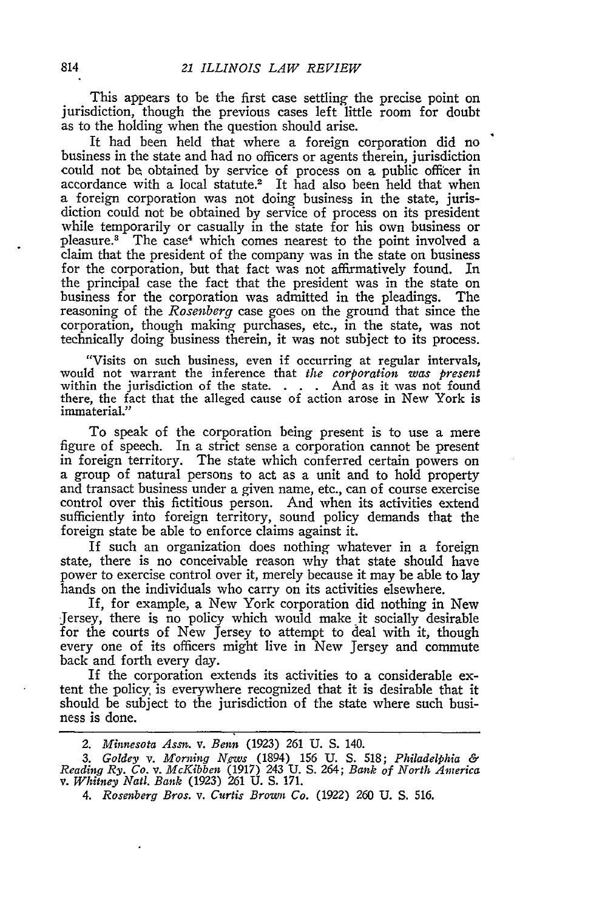This appears to be the first case settling the precise point on jurisdiction, though the previous cases left little room for doubt as to the holding when the question should arise.

It had been held that where a foreign corporation did no business in the state and had no officers or agents therein, jurisdiction could not be obtained by service of process on a public officer in accordance with a local statute.[2] It had also been held that when a foreign corporation was not doing business in the state, jurisdiction could not be obtained by service of process on its president while temporarily or casually in the state for his own business or pleasure.[3] The case[4] which comes nearest to the point involved a claim that the president of the company was in the state on business for the corporation, but that fact was not affirmatively found. In the principal case the fact that the president was in the state on business for the corporation was admitted in the pleadings. The reasoning of the *Rosenberg* case goes on the ground that since the corporation, though making purchases, etc., in the state, was not technically doing business therein, it was not subject to its process.

> "Visits on such business, even if occurring at regular intervals, would not warrant the inference that *the corporation was present* within the jurisdiction of the state. . . . And as it was not found there, the fact that the alleged cause of action arose in New York is immaterial."

To speak of the corporation being present is to use a mere figure of speech. In a strict sense a corporation cannot be present in foreign territory. The state which conferred certain powers on a group of natural persons to act as a unit and to hold property and transact business under a given name, etc., can of course exercise control over this fictitious person. And when its activities extend sufficiently into foreign territory, sound policy demands that the foreign state be able to enforce claims against it.

If such an organization does nothing whatever in a foreign state, there is no conceivable reason why that state should have power to exercise control over it, merely because it may be able to lay hands on the individuals who carry on its activities elsewhere.

If, for example, a New York corporation did nothing in New Jersey, there is no policy which would make it socially desirable for the courts of New Jersey to attempt to deal with it, though every one of its officers might live in New Jersey and commute back and forth every day.

If the corporation extends its activities to a considerable extent the policy is everywhere recognized that it is desirable that it should be subject to the jurisdiction of the state where such business is done.

---

2. *Minnesota Assn. v. Benn* (1923) 261 U. S. 140.

3. *Goldey v. Morning News* (1894) 156 U. S. 518; *Philadelphia & Reading Ry. Co. v. McKibben* (1917) 243 U. S. 264; *Bank of North America v. Whitney Natl. Bank* (1923) 261 U. S. 171.

4. *Rosenberg Bros. v. Curtis Brown Co.* (1922) 260 U. S. 516.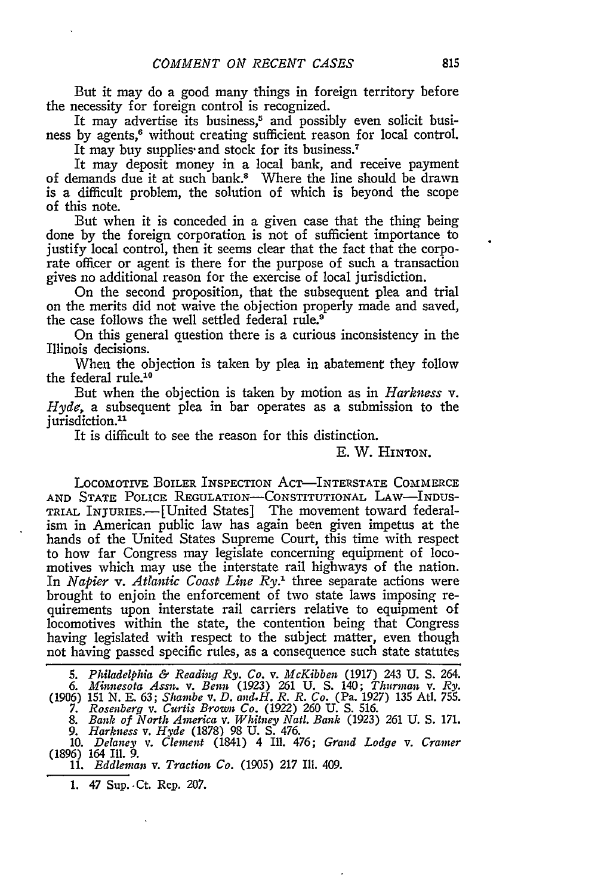But it may do a good many things in foreign territory before the necessity for foreign control is recognized.

It may advertise its business,[5] and possibly even solicit business by agents,[6] without creating sufficient reason for local control.

It may buy supplies and stock for its business.[7]

It may deposit money in a local bank, and receive payment of demands due it at such bank.[8] Where the line should be drawn is a difficult problem, the solution of which is beyond the scope of this note.

But when it is conceded in a given case that the thing being done by the foreign corporation is not of sufficient importance to justify local control, then it seems clear that the fact that the corporate officer or agent is there for the purpose of such a transaction gives no additional reason for the exercise of local jurisdiction.

On the second proposition, that the subsequent plea and trial on the merits did not waive the objection properly made and saved, the case follows the well settled federal rule.[9]

On this general question there is a curious inconsistency in the Illinois decisions.

When the objection is taken by plea in abatement they follow the federal rule.[10]

But when the objection is taken by motion as in *Harkness* v. *Hyde*, a subsequent plea in bar operates as a submission to the jurisdiction.[11]

It is difficult to see the reason for this distinction.

E. W. HINTON.

LOCOMOTIVE BOILER INSPECTION ACT—INTERSTATE COMMERCE AND STATE POLICE REGULATION—CONSTITUTIONAL LAW—INDUSTRIAL INJURIES.—[United States] The movement toward federalism in American public law has again been given impetus at the hands of the United States Supreme Court, this time with respect to how far Congress may legislate concerning equipment of locomotives which may use the interstate rail highways of the nation. In *Napier* v. *Atlantic Coast Line Ry.*[1] three separate actions were brought to enjoin the enforcement of two state laws imposing requirements upon interstate rail carriers relative to equipment of locomotives within the state, the contention being that Congress having legislated with respect to the subject matter, even though not having passed specific rules, as a consequence such state statutes

5. *Philadelphia & Reading Ry. Co.* v. *McKibben* (1917) 243 U. S. 264.
6. *Minnesota Assn.* v. *Benn* (1923) 261 U. S. 140; *Thurman* v. *Ry.* (1906) 151 N. E. 63; *Shambe* v. *D. and.H. R. R. Co.* (Pa. 1927) 135 Atl. 755.
7. *Rosenberg* v. *Curtis Brown Co.* (1922) 260 U. S. 516.
8. *Bank of North America* v. *Whitney Natl. Bank* (1923) 261 U. S. 171.
9. *Harkness* v. *Hyde* (1878) 98 U. S. 476.
10. *Delaney* v. *Clement* (1841) 4 Ill. 476; *Grand Lodge* v. *Cramer* (1896) 164 Ill. 9.
11. *Eddleman* v. *Traction Co.* (1905) 217 Ill. 409.

1. 47 Sup. Ct. Rep. 207.